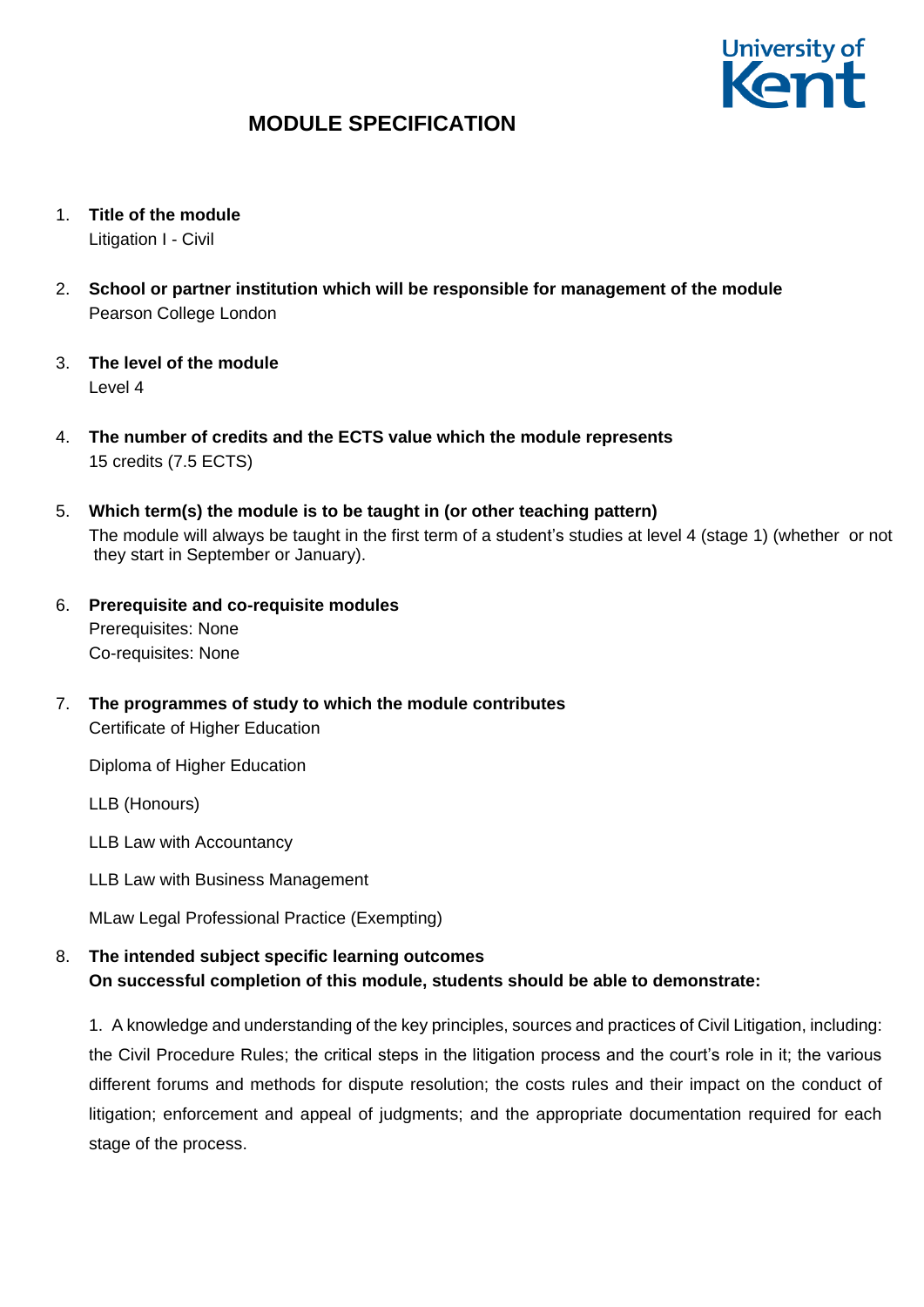University of Kent

# MODULE SPECIFICATION

1. **Title of the module**
   Litigation I - Civil

2. **School or partner institution which will be responsible for management of the module**
   Pearson College London

3. **The level of the module**
   Level 4

4. **The number of credits and the ECTS value which the module represents**
   15 credits (7.5 ECTS)

5. **Which term(s) the module is to be taught in (or other teaching pattern)**
   The module will always be taught in the first term of a student's studies at level 4 (stage 1) (whether or not they start in September or January).

6. **Prerequisite and co-requisite modules**
   Prerequisites: None
   Co-requisites: None

7. **The programmes of study to which the module contributes**
   Certificate of Higher Education

   Diploma of Higher Education

   LLB (Honours)

   LLB Law with Accountancy

   LLB Law with Business Management

   MLaw Legal Professional Practice (Exempting)

8. **The intended subject specific learning outcomes**
   **On successful completion of this module, students should be able to demonstrate:**

   1. A knowledge and understanding of the key principles, sources and practices of Civil Litigation, including: the Civil Procedure Rules; the critical steps in the litigation process and the court's role in it; the various different forums and methods for dispute resolution; the costs rules and their impact on the conduct of litigation; enforcement and appeal of judgments; and the appropriate documentation required for each stage of the process.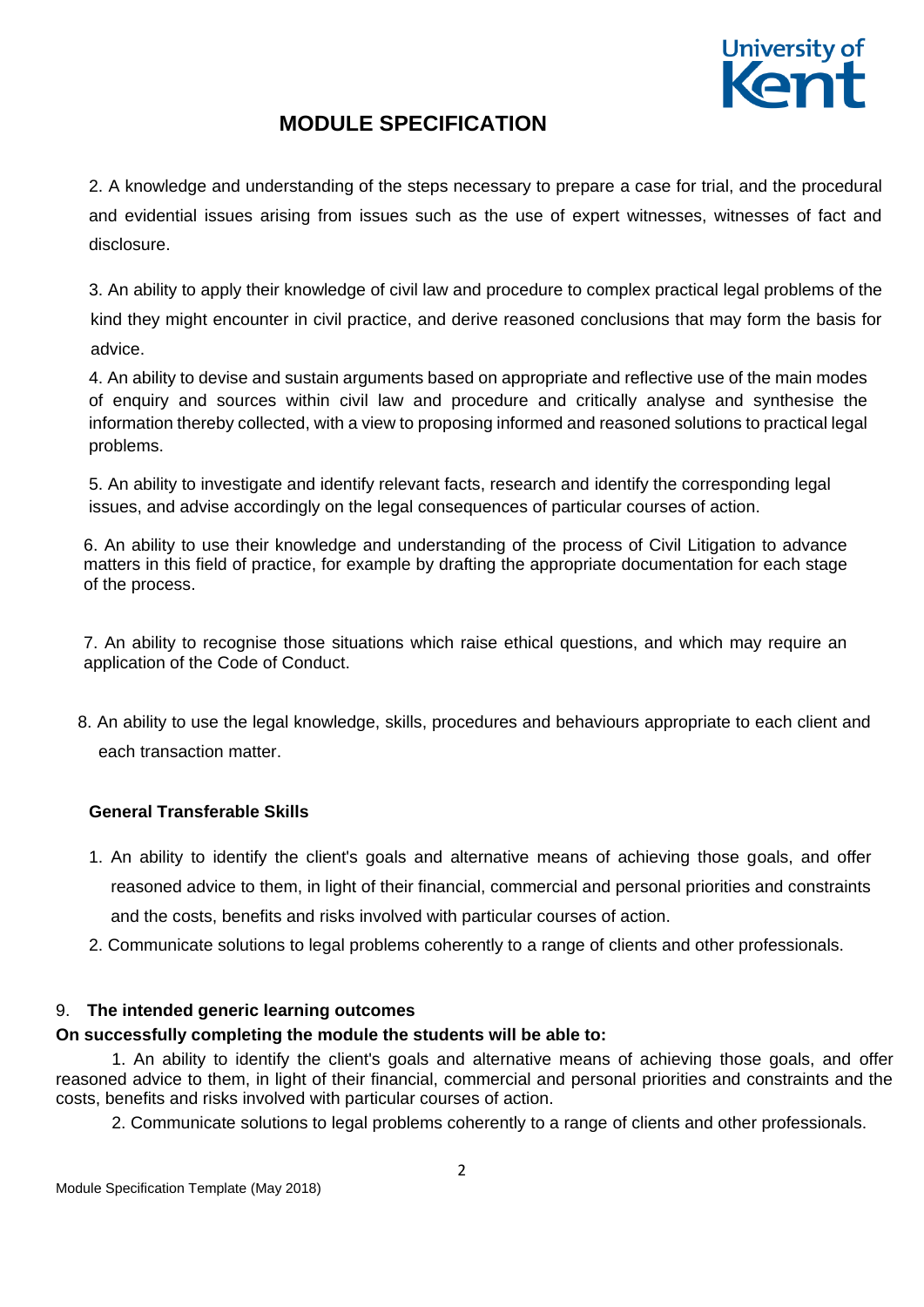2. A knowledge and understanding of the steps necessary to prepare a case for trial, and the procedural and evidential issues arising from issues such as the use of expert witnesses, witnesses of fact and disclosure.

3. An ability to apply their knowledge of civil law and procedure to complex practical legal problems of the kind they might encounter in civil practice, and derive reasoned conclusions that may form the basis for advice.

4. An ability to devise and sustain arguments based on appropriate and reflective use of the main modes of enquiry and sources within civil law and procedure and critically analyse and synthesise the information thereby collected, with a view to proposing informed and reasoned solutions to practical legal problems.

5. An ability to investigate and identify relevant facts, research and identify the corresponding legal issues, and advise accordingly on the legal consequences of particular courses of action.

6. An ability to use their knowledge and understanding of the process of Civil Litigation to advance matters in this field of practice, for example by drafting the appropriate documentation for each stage of the process.

7. An ability to recognise those situations which raise ethical questions, and which may require an application of the Code of Conduct.

8. An ability to use the legal knowledge, skills, procedures and behaviours appropriate to each client and each transaction matter.

**General Transferable Skills**

1. An ability to identify the client's goals and alternative means of achieving those goals, and offer reasoned advice to them, in light of their financial, commercial and personal priorities and constraints and the costs, benefits and risks involved with particular courses of action.
2. Communicate solutions to legal problems coherently to a range of clients and other professionals.

9. **The intended generic learning outcomes**

**On successfully completing the module the students will be able to:**

1. An ability to identify the client's goals and alternative means of achieving those goals, and offer reasoned advice to them, in light of their financial, commercial and personal priorities and constraints and the costs, benefits and risks involved with particular courses of action.

2. Communicate solutions to legal problems coherently to a range of clients and other professionals.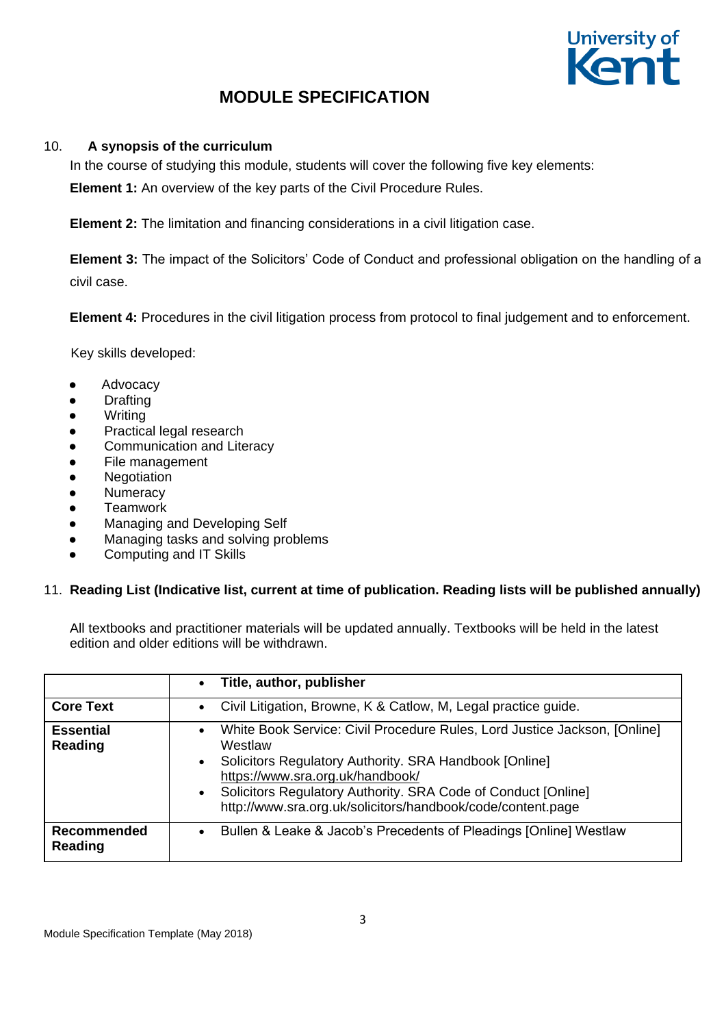# MODULE SPECIFICATION

10. **A synopsis of the curriculum**

In the course of studying this module, students will cover the following five key elements:

**Element 1:** An overview of the key parts of the Civil Procedure Rules.

**Element 2:** The limitation and financing considerations in a civil litigation case.

**Element 3:** The impact of the Solicitors' Code of Conduct and professional obligation on the handling of a civil case.

**Element 4:** Procedures in the civil litigation process from protocol to final judgement and to enforcement.

Key skills developed:

- Advocacy
- Drafting
- Writing
- Practical legal research
- Communication and Literacy
- File management
- Negotiation
- Numeracy
- Teamwork
- Managing and Developing Self
- Managing tasks and solving problems
- Computing and IT Skills

11. **Reading List (Indicative list, current at time of publication. Reading lists will be published annually)**

All textbooks and practitioner materials will be updated annually. Textbooks will be held in the latest edition and older editions will be withdrawn.

| | **Title, author, publisher** |
|---|---|
| **Core Text** | • Civil Litigation, Browne, K & Catlow, M, Legal practice guide. |
| **Essential Reading** | • White Book Service: Civil Procedure Rules, Lord Justice Jackson, [Online] Westlaw<br>• Solicitors Regulatory Authority. SRA Handbook [Online] https://www.sra.org.uk/handbook/<br>• Solicitors Regulatory Authority. SRA Code of Conduct [Online] http://www.sra.org.uk/solicitors/handbook/code/content.page |
| **Recommended Reading** | • Bullen & Leake & Jacob's Precedents of Pleadings [Online] Westlaw |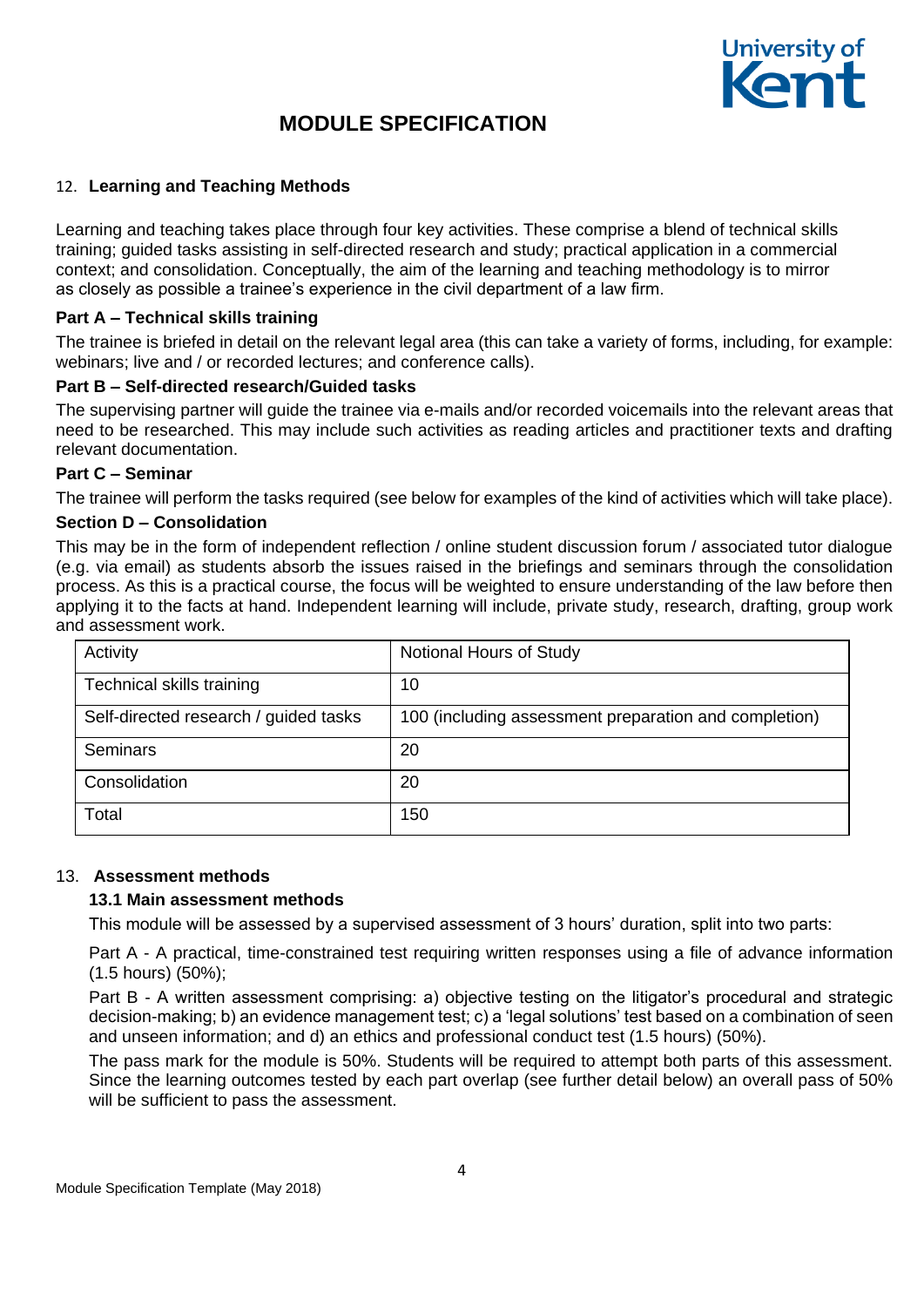# MODULE SPECIFICATION

## 12. Learning and Teaching Methods

Learning and teaching takes place through four key activities. These comprise a blend of technical skills training; guided tasks assisting in self-directed research and study; practical application in a commercial context; and consolidation. Conceptually, the aim of the learning and teaching methodology is to mirror as closely as possible a trainee's experience in the civil department of a law firm.

### Part A – Technical skills training

The trainee is briefed in detail on the relevant legal area (this can take a variety of forms, including, for example: webinars; live and / or recorded lectures; and conference calls).

### Part B – Self-directed research/Guided tasks

The supervising partner will guide the trainee via e-mails and/or recorded voicemails into the relevant areas that need to be researched. This may include such activities as reading articles and practitioner texts and drafting relevant documentation.

### Part C – Seminar

The trainee will perform the tasks required (see below for examples of the kind of activities which will take place).

### Section D – Consolidation

This may be in the form of independent reflection / online student discussion forum / associated tutor dialogue (e.g. via email) as students absorb the issues raised in the briefings and seminars through the consolidation process. As this is a practical course, the focus will be weighted to ensure understanding of the law before then applying it to the facts at hand. Independent learning will include, private study, research, drafting, group work and assessment work.

| Activity | Notional Hours of Study |
|---|---|
| Technical skills training | 10 |
| Self-directed research / guided tasks | 100 (including assessment preparation and completion) |
| Seminars | 20 |
| Consolidation | 20 |
| Total | 150 |

## 13. Assessment methods

### 13.1 Main assessment methods

This module will be assessed by a supervised assessment of 3 hours' duration, split into two parts:

Part A - A practical, time-constrained test requiring written responses using a file of advance information (1.5 hours) (50%);

Part B - A written assessment comprising: a) objective testing on the litigator's procedural and strategic decision-making; b) an evidence management test; c) a 'legal solutions' test based on a combination of seen and unseen information; and d) an ethics and professional conduct test (1.5 hours) (50%).

The pass mark for the module is 50%. Students will be required to attempt both parts of this assessment. Since the learning outcomes tested by each part overlap (see further detail below) an overall pass of 50% will be sufficient to pass the assessment.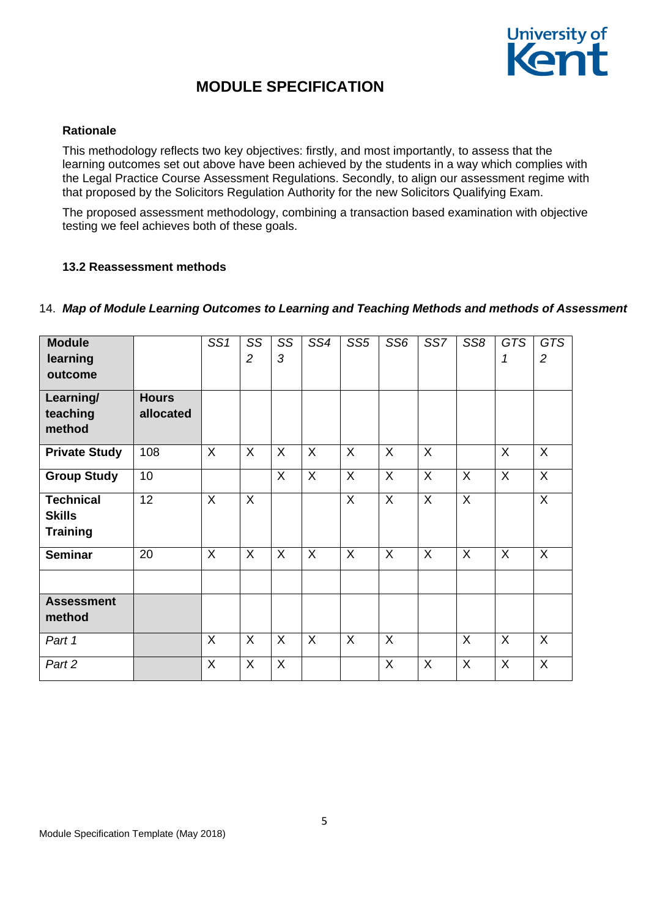# MODULE SPECIFICATION

### Rationale

This methodology reflects two key objectives: firstly, and most importantly, to assess that the learning outcomes set out above have been achieved by the students in a way which complies with the Legal Practice Course Assessment Regulations. Secondly, to align our assessment regime with that proposed by the Solicitors Regulation Authority for the new Solicitors Qualifying Exam.

The proposed assessment methodology, combining a transaction based examination with objective testing we feel achieves both of these goals.

### 13.2 Reassessment methods

14. ***Map of Module Learning Outcomes to Learning and Teaching Methods and methods of Assessment***

| **Module learning outcome** | | *SS1* | *SS2* | *SS3* | *SS4* | *SS5* | *SS6* | *SS7* | *SS8* | *GTS1* | *GTS2* |
|---|---|---|---|---|---|---|---|---|---|---|---|
| **Learning/ teaching method** | **Hours allocated** | | | | | | | | | | |
| **Private Study** | 108 | X | X | X | X | X | X | X | | X | X |
| **Group Study** | 10 | | | X | X | X | X | X | X | X | X |
| **Technical Skills Training** | 12 | X | X | | | X | X | X | X | | X |
| **Seminar** | 20 | X | X | X | X | X | X | X | X | X | X |
| | | | | | | | | | | | |
| **Assessment method** | | | | | | | | | | | |
| *Part 1* | | X | X | X | X | X | X | | X | X | X |
| *Part 2* | | X | X | X | | | X | X | X | X | X |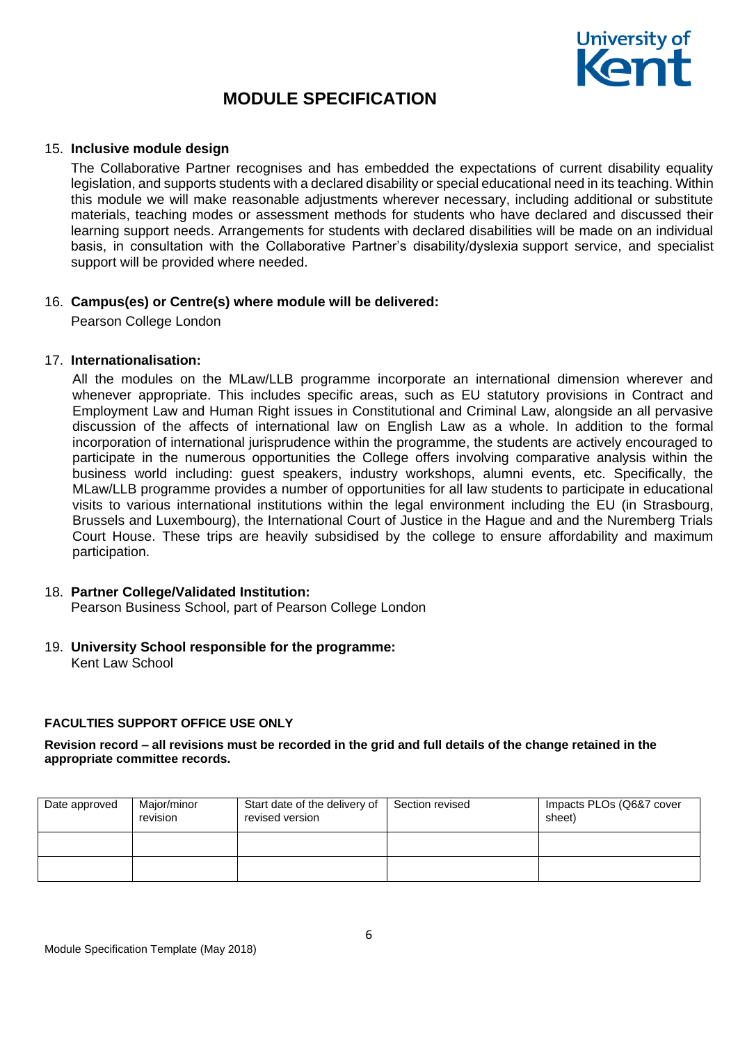# MODULE SPECIFICATION

15. **Inclusive module design**

    The Collaborative Partner recognises and has embedded the expectations of current disability equality legislation, and supports students with a declared disability or special educational need in its teaching. Within this module we will make reasonable adjustments wherever necessary, including additional or substitute materials, teaching modes or assessment methods for students who have declared and discussed their learning support needs. Arrangements for students with declared disabilities will be made on an individual basis, in consultation with the Collaborative Partner's disability/dyslexia support service, and specialist support will be provided where needed.

16. **Campus(es) or Centre(s) where module will be delivered:**

    Pearson College London

17. **Internationalisation:**

    All the modules on the MLaw/LLB programme incorporate an international dimension wherever and whenever appropriate. This includes specific areas, such as EU statutory provisions in Contract and Employment Law and Human Right issues in Constitutional and Criminal Law, alongside an all pervasive discussion of the affects of international law on English Law as a whole. In addition to the formal incorporation of international jurisprudence within the programme, the students are actively encouraged to participate in the numerous opportunities the College offers involving comparative analysis within the business world including: guest speakers, industry workshops, alumni events, etc. Specifically, the MLaw/LLB programme provides a number of opportunities for all law students to participate in educational visits to various international institutions within the legal environment including the EU (in Strasbourg, Brussels and Luxembourg), the International Court of Justice in the Hague and and the Nuremberg Trials Court House. These trips are heavily subsidised by the college to ensure affordability and maximum participation.

18. **Partner College/Validated Institution:**

    Pearson Business School, part of Pearson College London

19. **University School responsible for the programme:**

    Kent Law School

**FACULTIES SUPPORT OFFICE USE ONLY**

**Revision record – all revisions must be recorded in the grid and full details of the change retained in the appropriate committee records.**

| Date approved | Major/minor revision | Start date of the delivery of revised version | Section revised | Impacts PLOs (Q6&7 cover sheet) |
|---|---|---|---|---|
| | | | | |
| | | | | |

Module Specification Template (May 2018)